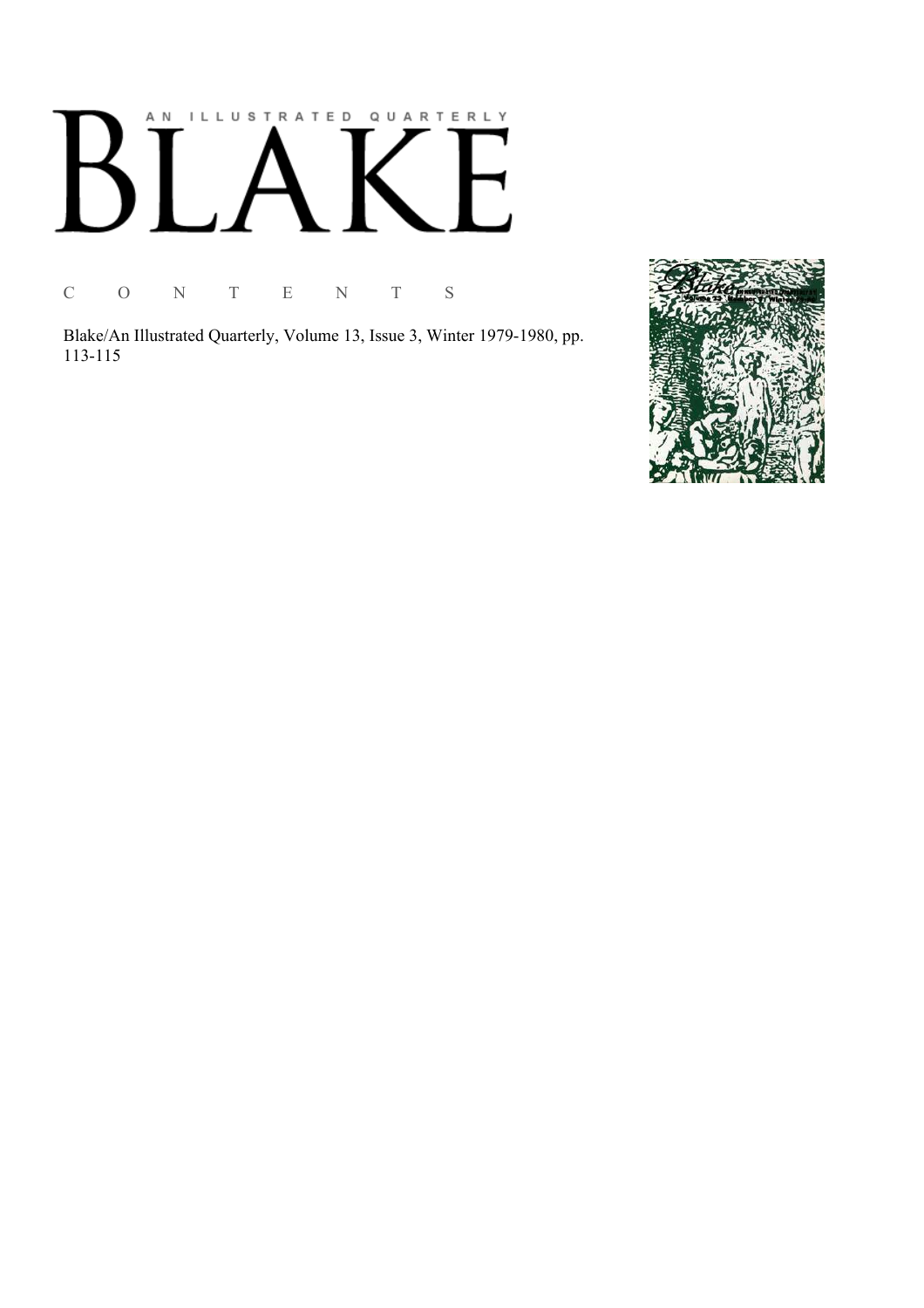# AN ILLUSTRATED QUARTERLY BLAKE

C O N T E N T S

Blake/An Illustrated Quarterly, Volume 13, Issue 3, Winter 1979-1980, pp. 113-115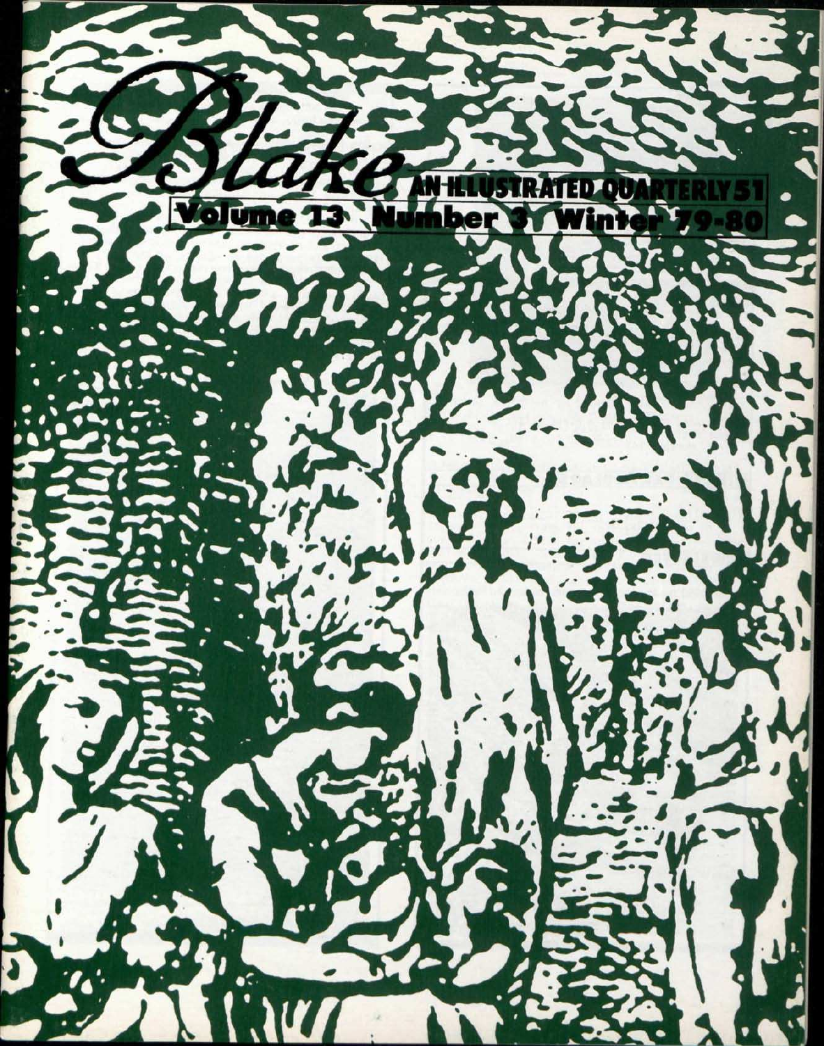# Blake

AN ILLUSTRATED QUARTERLY 51

Volume 13 Number 3 Winter 79-80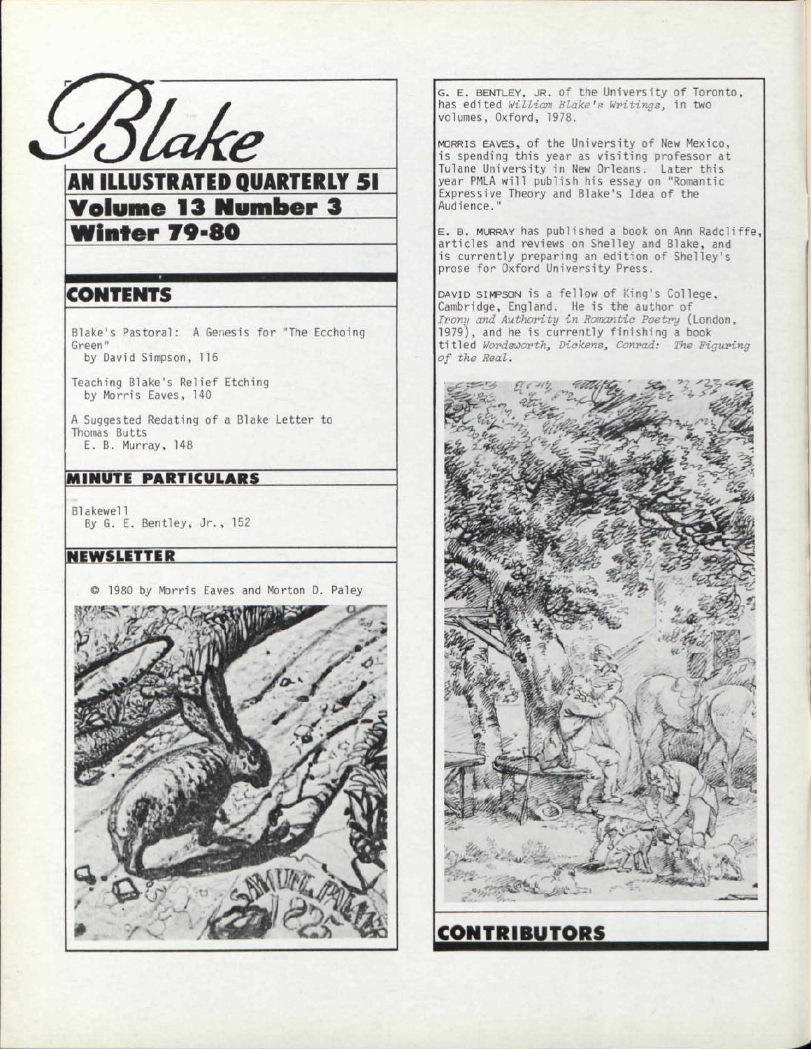# Blake

## AN ILLUSTRATED QUARTERLY 51

## Volume 13 Number 3

## Winter 79-80

## CONTENTS

Blake's Pastoral: A Genesis for "The Ecchoing Green"
by David Simpson, 116

Teaching Blake's Relief Etching
by Morris Eaves, 140

A Suggested Redating of a Blake Letter to Thomas Butts
E. B. Murray, 148

## MINUTE PARTICULARS

Blakewell
By G. E. Bentley, Jr., 152

## NEWSLETTER

© 1980 by Morris Eaves and Morton D. Paley

## CONTRIBUTORS

G. E. BENTLEY, JR. of the University of Toronto, has edited *William Blake's Writings*, in two volumes, Oxford, 1978.

MORRIS EAVES, of the University of New Mexico, is spending this year as visiting professor at Tulane University in New Orleans. Later this year PMLA will publish his essay on "Romantic Expressive Theory and Blake's Idea of the Audience."

E. B. MURRAY has published a book on Ann Radcliffe, articles and reviews on Shelley and Blake, and is currently preparing an edition of Shelley's prose for Oxford University Press.

DAVID SIMPSON is a fellow of King's College, Cambridge, England. He is the author of *Irony and Authority in Romantic Poetry* (London, 1979), and he is currently finishing a book titled *Wordsworth, Dickens, Conrad: The Figuring of the Real.*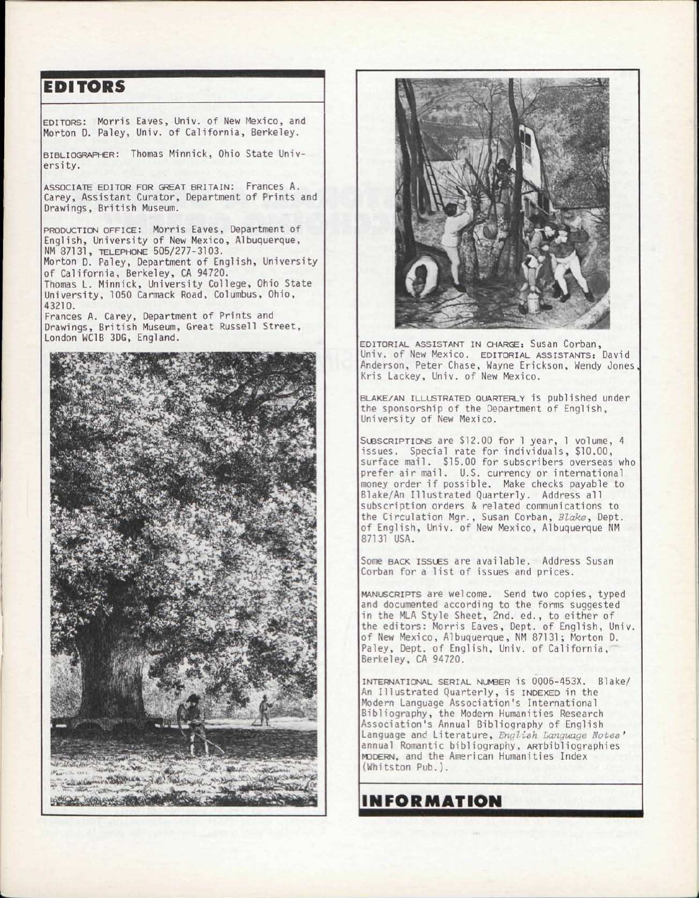## EDITORS

EDITORS: Morris Eaves, Univ. of New Mexico, and Morton D. Paley, Univ. of California, Berkeley.

BIBLIOGRAPHER: Thomas Minnick, Ohio State University.

ASSOCIATE EDITOR FOR GREAT BRITAIN: Frances A. Carey, Assistant Curator, Department of Prints and Drawings, British Museum.

PRODUCTION OFFICE: Morris Eaves, Department of English, University of New Mexico, Albuquerque, NM 87131, TELEPHONE 505/277-3103.
Morton D. Paley, Department of English, University of California, Berkeley, CA 94720.
Thomas L. Minnick, University College, Ohio State University, 1050 Carmack Road, Columbus, Ohio, 43210.
Frances A. Carey, Department of Prints and Drawings, British Museum, Great Russell Street, London WC1B 3DG, England.

EDITORIAL ASSISTANT IN CHARGE: Susan Corban, Univ. of New Mexico. EDITORIAL ASSISTANTS: David Anderson, Peter Chase, Wayne Erickson, Wendy Jones, Kris Lackey, Univ. of New Mexico.

BLAKE/AN ILLUSTRATED QUARTERLY is published under the sponsorship of the Department of English, University of New Mexico.

SUBSCRIPTIONS are $12.00 for 1 year, 1 volume, 4 issues. Special rate for individuals, $10.00, surface mail. $15.00 for subscribers overseas who prefer air mail. U.S. currency or international money order if possible. Make checks payable to Blake/An Illustrated Quarterly. Address all subscription orders & related communications to the Circulation Mgr., Susan Corban, *Blake*, Dept. of English, Univ. of New Mexico, Albuquerque NM 87131 USA.

Some BACK ISSUES are available. Address Susan Corban for a list of issues and prices.

MANUSCRIPTS are welcome. Send two copies, typed and documented according to the forms suggested in the MLA Style Sheet, 2nd. ed., to either of the editors: Morris Eaves, Dept. of English, Univ. of New Mexico, Albuquerque, NM 87131; Morton D. Paley, Dept. of English, Univ. of California, Berkeley, CA 94720.

INTERNATIONAL SERIAL NUMBER is 0006-453X. Blake/An Illustrated Quarterly, is INDEXED in the Modern Language Association's International Bibliography, the Modern Humanities Research Association's Annual Bibliography of English Language and Literature, *English Language Notes'* annual Romantic bibliography, ARTbibliographies MODERN, and the American Humanities Index (Whitston Pub.).

## INFORMATION